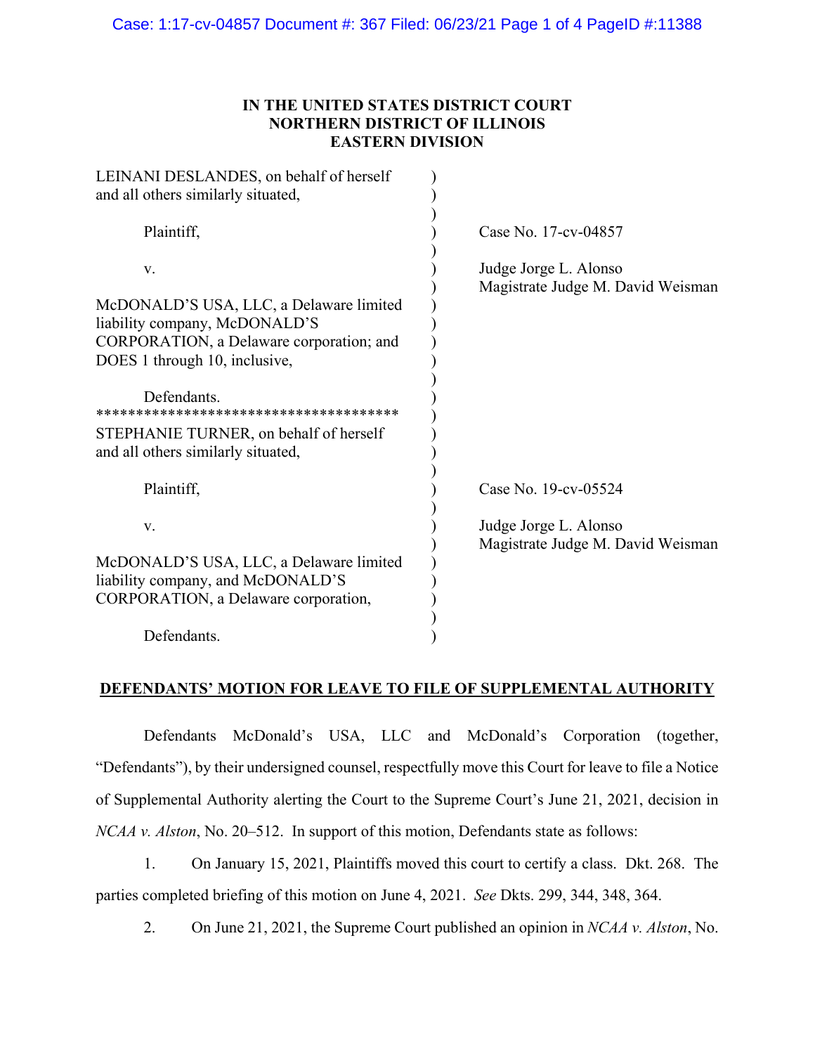**IN THE UNITED STATES DISTRICT COURT**
**NORTHERN DISTRICT OF ILLINOIS**
**EASTERN DIVISION**

LEINANI DESLANDES, on behalf of herself and all others similarly situated,

Plaintiff,

v.

McDONALD'S USA, LLC, a Delaware limited liability company, McDONALD'S CORPORATION, a Delaware corporation; and DOES 1 through 10, inclusive,

Defendants.

Case No. 17-cv-04857

Judge Jorge L. Alonso
Magistrate Judge M. David Weisman

**************************************

STEPHANIE TURNER, on behalf of herself and all others similarly situated,

Plaintiff,

v.

McDONALD'S USA, LLC, a Delaware limited liability company, and McDONALD'S CORPORATION, a Delaware corporation,

Defendants.

Case No. 19-cv-05524

Judge Jorge L. Alonso
Magistrate Judge M. David Weisman

**DEFENDANTS' MOTION FOR LEAVE TO FILE OF SUPPLEMENTAL AUTHORITY**

Defendants McDonald's USA, LLC and McDonald's Corporation (together, "Defendants"), by their undersigned counsel, respectfully move this Court for leave to file a Notice of Supplemental Authority alerting the Court to the Supreme Court's June 21, 2021, decision in *NCAA v. Alston*, No. 20–512. In support of this motion, Defendants state as follows:

1. On January 15, 2021, Plaintiffs moved this court to certify a class. Dkt. 268. The parties completed briefing of this motion on June 4, 2021. *See* Dkts. 299, 344, 348, 364.

2. On June 21, 2021, the Supreme Court published an opinion in *NCAA v. Alston*, No.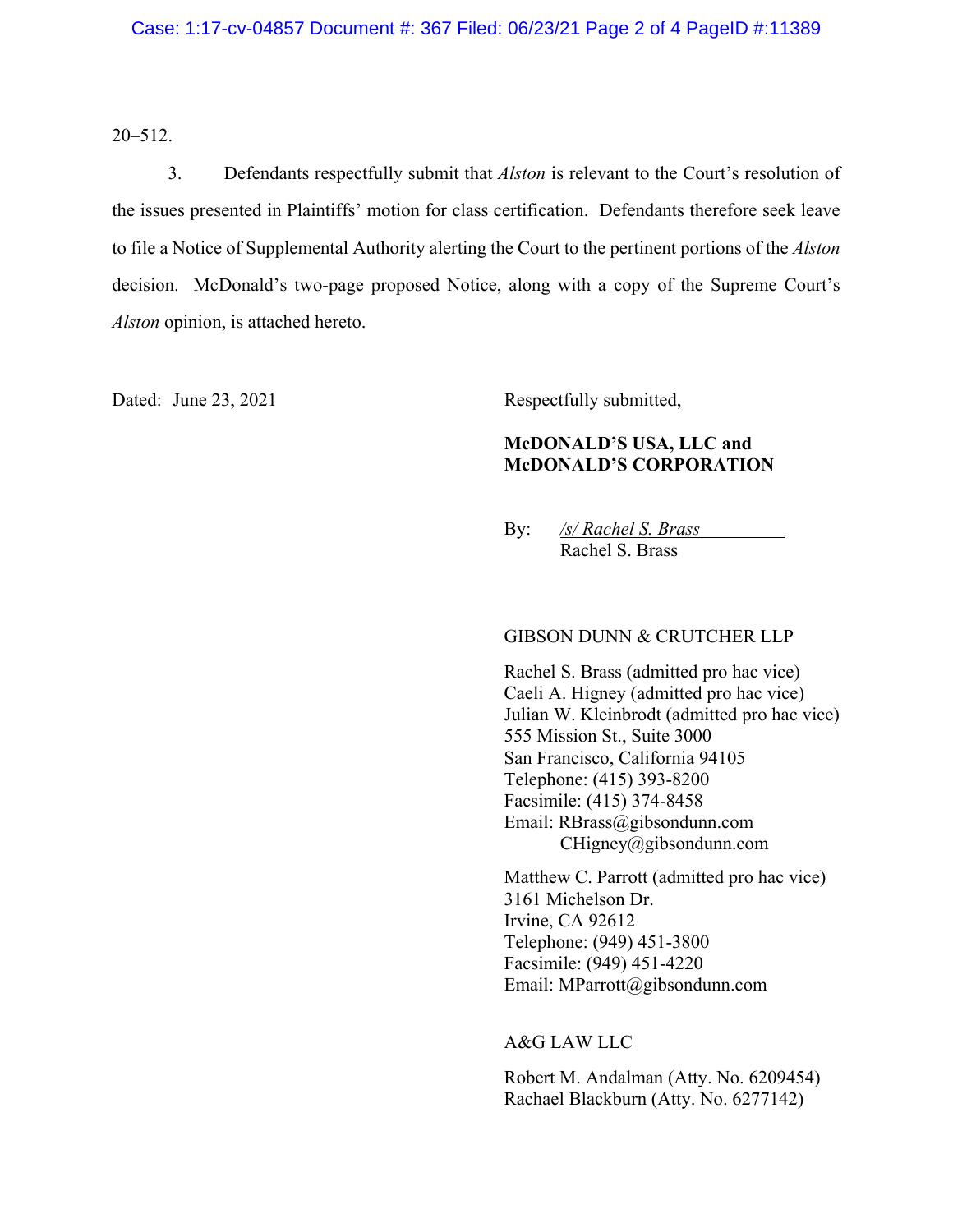20–512.

3. Defendants respectfully submit that *Alston* is relevant to the Court's resolution of the issues presented in Plaintiffs' motion for class certification. Defendants therefore seek leave to file a Notice of Supplemental Authority alerting the Court to the pertinent portions of the *Alston* decision. McDonald's two-page proposed Notice, along with a copy of the Supreme Court's *Alston* opinion, is attached hereto.

Dated: June 23, 2021

Respectfully submitted,

**McDONALD'S USA, LLC and McDONALD'S CORPORATION**

By: */s/ Rachel S. Brass*
Rachel S. Brass

GIBSON DUNN & CRUTCHER LLP

Rachel S. Brass (admitted pro hac vice)
Caeli A. Higney (admitted pro hac vice)
Julian W. Kleinbrodt (admitted pro hac vice)
555 Mission St., Suite 3000
San Francisco, California 94105
Telephone: (415) 393-8200
Facsimile: (415) 374-8458
Email: RBrass@gibsondunn.com
CHigney@gibsondunn.com

Matthew C. Parrott (admitted pro hac vice)
3161 Michelson Dr.
Irvine, CA 92612
Telephone: (949) 451-3800
Facsimile: (949) 451-4220
Email: MParrott@gibsondunn.com

A&G LAW LLC

Robert M. Andalman (Atty. No. 6209454)
Rachael Blackburn (Atty. No. 6277142)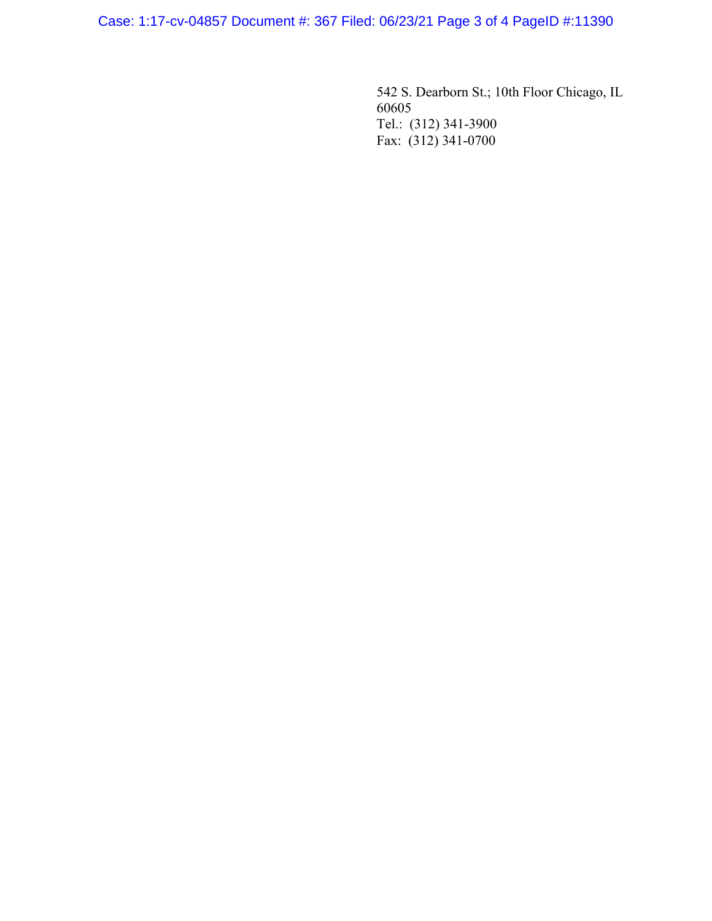542 S. Dearborn St.; 10th Floor Chicago, IL 60605
Tel.: (312) 341-3900
Fax: (312) 341-0700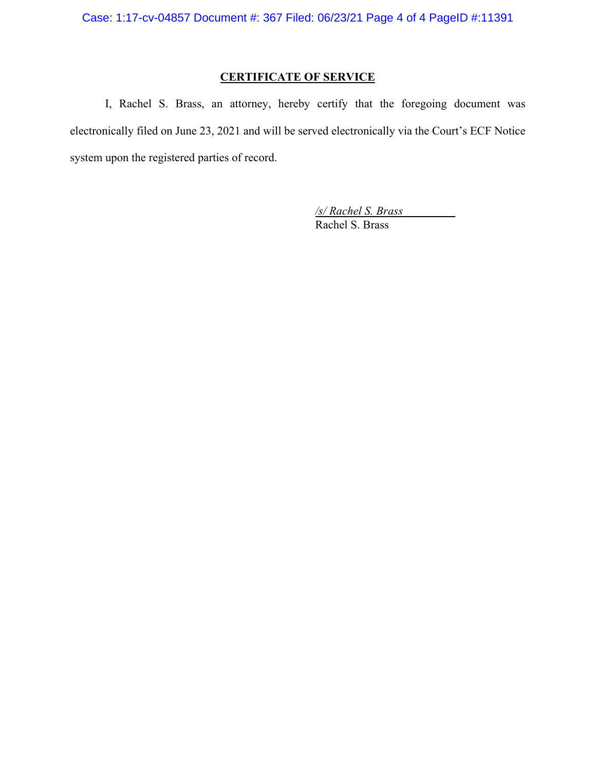## CERTIFICATE OF SERVICE

I, Rachel S. Brass, an attorney, hereby certify that the foregoing document was electronically filed on June 23, 2021 and will be served electronically via the Court's ECF Notice system upon the registered parties of record.

*/s/ Rachel S. Brass*
Rachel S. Brass